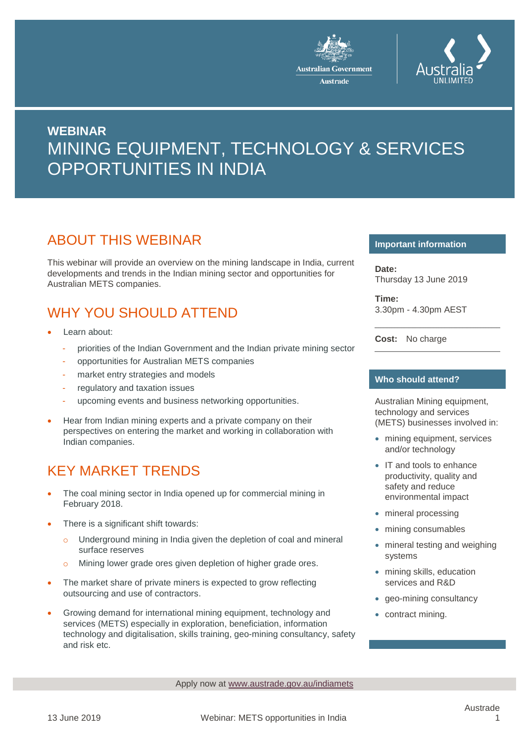Australian Government
Austrade

Australia UNLIMITED

**WEBINAR**

# MINING EQUIPMENT, TECHNOLOGY & SERVICES OPPORTUNITIES IN INDIA

## ABOUT THIS WEBINAR

This webinar will provide an overview on the mining landscape in India, current developments and trends in the Indian mining sector and opportunities for Australian METS companies.

## WHY YOU SHOULD ATTEND

- Learn about:
  - priorities of the Indian Government and the Indian private mining sector
  - opportunities for Australian METS companies
  - market entry strategies and models
  - regulatory and taxation issues
  - upcoming events and business networking opportunities.
- Hear from Indian mining experts and a private company on their perspectives on entering the market and working in collaboration with Indian companies.

## KEY MARKET TRENDS

- The coal mining sector in India opened up for commercial mining in February 2018.
- There is a significant shift towards:
  - Underground mining in India given the depletion of coal and mineral surface reserves
  - Mining lower grade ores given depletion of higher grade ores.
- The market share of private miners is expected to grow reflecting outsourcing and use of contractors.
- Growing demand for international mining equipment, technology and services (METS) especially in exploration, beneficiation, information technology and digitalisation, skills training, geo-mining consultancy, safety and risk etc.

### Important information

**Date:**
Thursday 13 June 2019

**Time:**
3.30pm - 4.30pm AEST

**Cost:** No charge

### Who should attend?

Australian Mining equipment, technology and services (METS) businesses involved in:

- mining equipment, services and/or technology
- IT and tools to enhance productivity, quality and safety and reduce environmental impact
- mineral processing
- mining consumables
- mineral testing and weighing systems
- mining skills, education services and R&D
- geo-mining consultancy
- contract mining.

Apply now at www.austrade.gov.au/indiamets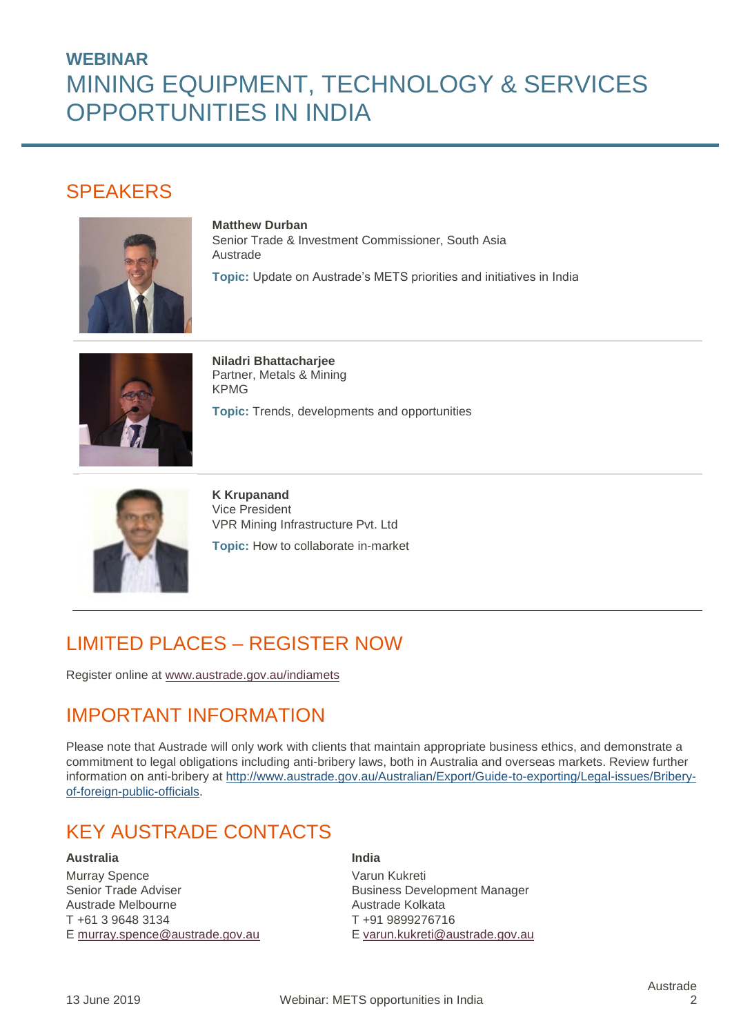**WEBINAR**

# MINING EQUIPMENT, TECHNOLOGY & SERVICES OPPORTUNITIES IN INDIA

## SPEAKERS

**Matthew Durban**
Senior Trade & Investment Commissioner, South Asia
Austrade

**Topic:** Update on Austrade's METS priorities and initiatives in India

**Niladri Bhattacharjee**
Partner, Metals & Mining
KPMG

**Topic:** Trends, developments and opportunities

**K Krupanand**
Vice President
VPR Mining Infrastructure Pvt. Ltd

**Topic:** How to collaborate in-market

## LIMITED PLACES – REGISTER NOW

Register online at www.austrade.gov.au/indiamets

## IMPORTANT INFORMATION

Please note that Austrade will only work with clients that maintain appropriate business ethics, and demonstrate a commitment to legal obligations including anti-bribery laws, both in Australia and overseas markets. Review further information on anti-bribery at http://www.austrade.gov.au/Australian/Export/Guide-to-exporting/Legal-issues/Bribery-of-foreign-public-officials.

## KEY AUSTRADE CONTACTS

**Australia**

Murray Spence
Senior Trade Adviser
Austrade Melbourne
T +61 3 9648 3134
E murray.spence@austrade.gov.au

**India**

Varun Kukreti
Business Development Manager
Austrade Kolkata
T +91 9899276716
E varun.kukreti@austrade.gov.au